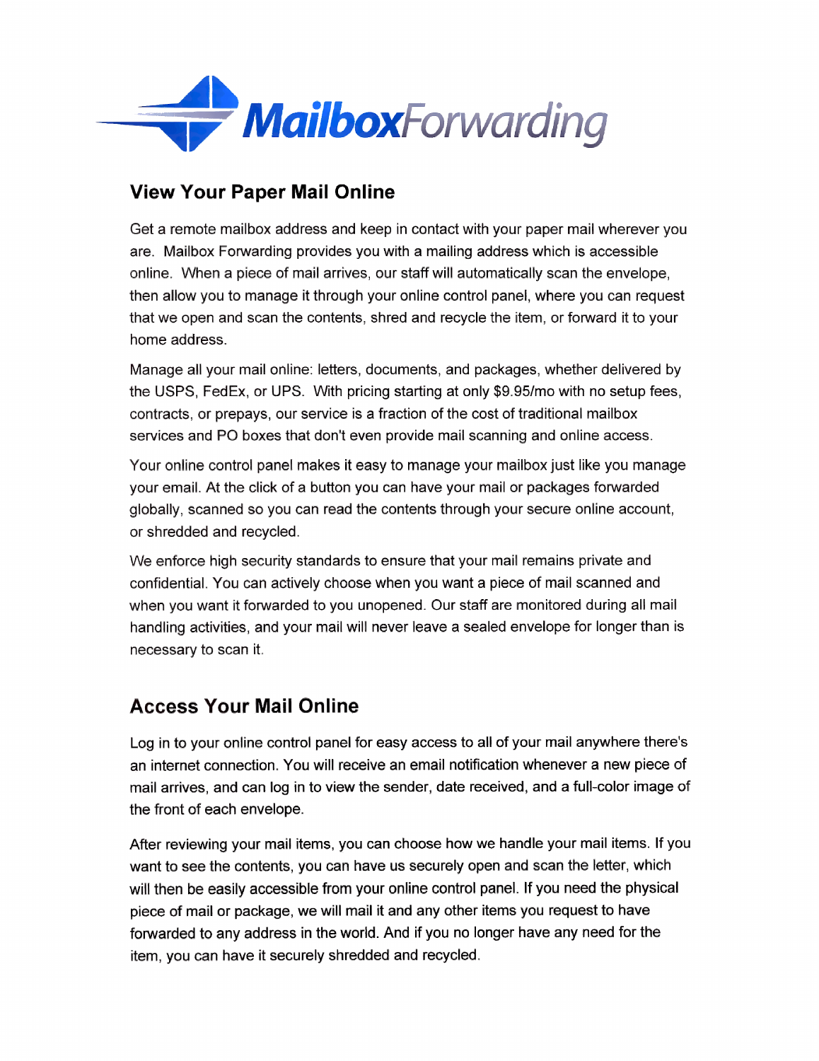# MailboxForwarding

## View Your Paper Mail Online

Get a remote mailbox address and keep in contact with your paper mail wherever you are. Mailbox Forwarding provides you with a mailing address which is accessible online. When a piece of mail arrives, our staff will automatically scan the envelope, then allow you to manage it through your online control panel, where you can request that we open and scan the contents, shred and recycle the item, or forward it to your home address.

Manage all your mail online: letters, documents, and packages, whether delivered by the USPS, FedEx, or UPS. With pricing starting at only $9.95/mo with no setup fees, contracts, or prepays, our service is a fraction of the cost of traditional mailbox services and PO boxes that don't even provide mail scanning and online access.

Your online control panel makes it easy to manage your mailbox just like you manage your email. At the click of a button you can have your mail or packages forwarded globally, scanned so you can read the contents through your secure online account, or shredded and recycled.

We enforce high security standards to ensure that your mail remains private and confidential. You can actively choose when you want a piece of mail scanned and when you want it forwarded to you unopened. Our staff are monitored during all mail handling activities, and your mail will never leave a sealed envelope for longer than is necessary to scan it.

## Access Your Mail Online

Log in to your online control panel for easy access to all of your mail anywhere there's an internet connection. You will receive an email notification whenever a new piece of mail arrives, and can log in to view the sender, date received, and a full-color image of the front of each envelope.

After reviewing your mail items, you can choose how we handle your mail items. If you want to see the contents, you can have us securely open and scan the letter, which will then be easily accessible from your online control panel. If you need the physical piece of mail or package, we will mail it and any other items you request to have forwarded to any address in the world. And if you no longer have any need for the item, you can have it securely shredded and recycled.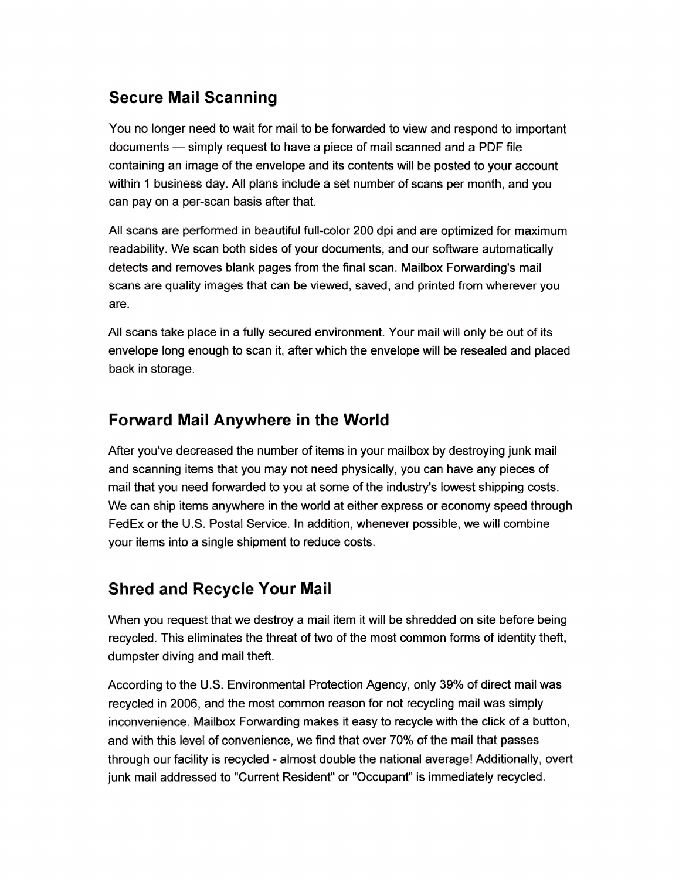## Secure Mail Scanning

You no longer need to wait for mail to be forwarded to view and respond to important documents — simply request to have a piece of mail scanned and a PDF file containing an image of the envelope and its contents will be posted to your account within 1 business day. All plans include a set number of scans per month, and you can pay on a per-scan basis after that.

All scans are performed in beautiful full-color 200 dpi and are optimized for maximum readability. We scan both sides of your documents, and our software automatically detects and removes blank pages from the final scan. Mailbox Forwarding's mail scans are quality images that can be viewed, saved, and printed from wherever you are.

All scans take place in a fully secured environment. Your mail will only be out of its envelope long enough to scan it, after which the envelope will be resealed and placed back in storage.

## Forward Mail Anywhere in the World

After you've decreased the number of items in your mailbox by destroying junk mail and scanning items that you may not need physically, you can have any pieces of mail that you need forwarded to you at some of the industry's lowest shipping costs. We can ship items anywhere in the world at either express or economy speed through FedEx or the U.S. Postal Service. In addition, whenever possible, we will combine your items into a single shipment to reduce costs.

## Shred and Recycle Your Mail

When you request that we destroy a mail item it will be shredded on site before being recycled. This eliminates the threat of two of the most common forms of identity theft, dumpster diving and mail theft.

According to the U.S. Environmental Protection Agency, only 39% of direct mail was recycled in 2006, and the most common reason for not recycling mail was simply inconvenience. Mailbox Forwarding makes it easy to recycle with the click of a button, and with this level of convenience, we find that over 70% of the mail that passes through our facility is recycled - almost double the national average! Additionally, overt junk mail addressed to "Current Resident" or "Occupant" is immediately recycled.